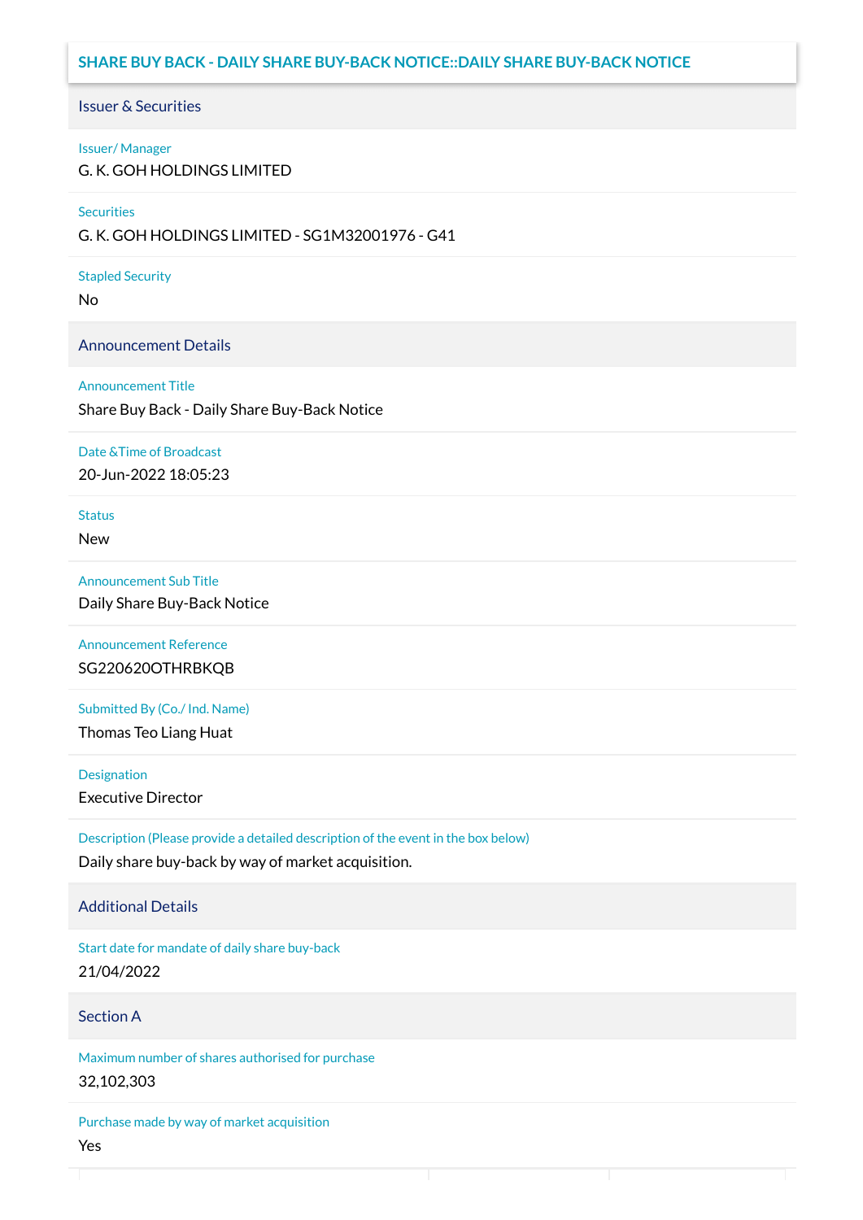## SHARE BUY BACK - DAILY SHARE BUY-BACK NOTICE::DAILY SHARE BUY-BACK NOTICE

### Issuer & Securities

**Issuer/ Manager**

G. K. GOH HOLDINGS LIMITED

**Securities**

G. K. GOH HOLDINGS LIMITED - SG1M32001976 - G41

**Stapled Security**

No

### Announcement Details

**Announcement Title**

Share Buy Back - Daily Share Buy-Back Notice

**Date &Time of Broadcast**

20-Jun-2022 18:05:23

**Status**

New

**Announcement Sub Title**

Daily Share Buy-Back Notice

**Announcement Reference**

SG220620OTHRBKQB

**Submitted By (Co./ Ind. Name)**

Thomas Teo Liang Huat

**Designation**

Executive Director

**Description (Please provide a detailed description of the event in the box below)**

Daily share buy-back by way of market acquisition.

### Additional Details

**Start date for mandate of daily share buy-back**

21/04/2022

### Section A

**Maximum number of shares authorised for purchase**

32,102,303

**Purchase made by way of market acquisition**

Yes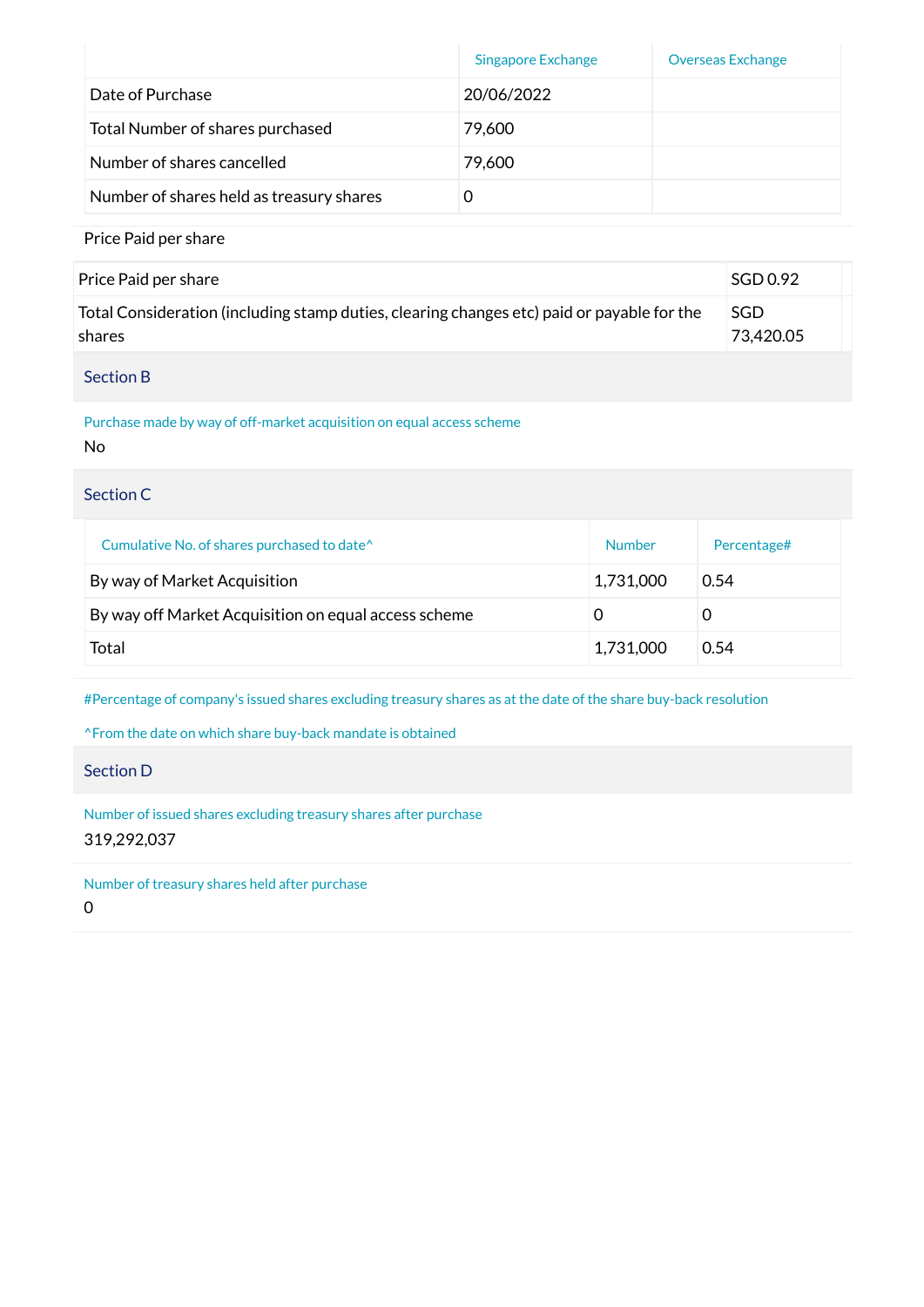| | Singapore Exchange | Overseas Exchange |
|---|---|---|
| Date of Purchase | 20/06/2022 | |
| Total Number of shares purchased | 79,600 | |
| Number of shares cancelled | 79,600 | |
| Number of shares held as treasury shares | 0 | |

Price Paid per share

| | |
|---|---|
| Price Paid per share | SGD 0.92 |
| Total Consideration (including stamp duties, clearing changes etc) paid or payable for the shares | SGD 73,420.05 |

## Section B

Purchase made by way of off-market acquisition on equal access scheme

No

## Section C

| Cumulative No. of shares purchased to date^ | Number | Percentage# |
|---|---|---|
| By way of Market Acquisition | 1,731,000 | 0.54 |
| By way off Market Acquisition on equal access scheme | 0 | 0 |
| Total | 1,731,000 | 0.54 |

#Percentage of company's issued shares excluding treasury shares as at the date of the share buy-back resolution

^From the date on which share buy-back mandate is obtained

## Section D

Number of issued shares excluding treasury shares after purchase

319,292,037

Number of treasury shares held after purchase

0